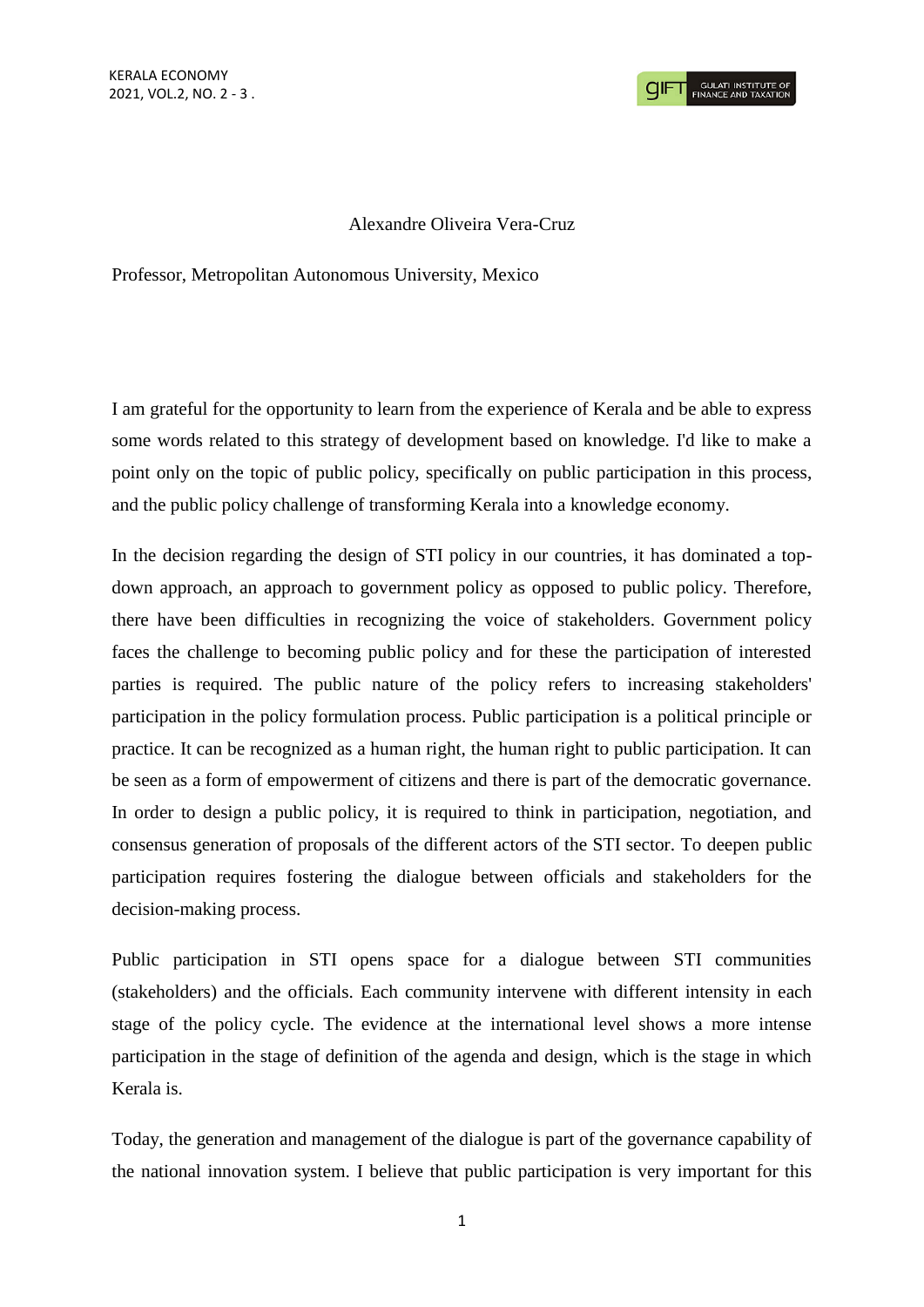Alexandre Oliveira Vera-Cruz

Professor, Metropolitan Autonomous University, Mexico

I am grateful for the opportunity to learn from the experience of Kerala and be able to express some words related to this strategy of development based on knowledge. I'd like to make a point only on the topic of public policy, specifically on public participation in this process, and the public policy challenge of transforming Kerala into a knowledge economy.

In the decision regarding the design of STI policy in our countries, it has dominated a top-down approach, an approach to government policy as opposed to public policy. Therefore, there have been difficulties in recognizing the voice of stakeholders. Government policy faces the challenge to becoming public policy and for these the participation of interested parties is required. The public nature of the policy refers to increasing stakeholders' participation in the policy formulation process. Public participation is a political principle or practice. It can be recognized as a human right, the human right to public participation. It can be seen as a form of empowerment of citizens and there is part of the democratic governance. In order to design a public policy, it is required to think in participation, negotiation, and consensus generation of proposals of the different actors of the STI sector. To deepen public participation requires fostering the dialogue between officials and stakeholders for the decision-making process.

Public participation in STI opens space for a dialogue between STI communities (stakeholders) and the officials. Each community intervene with different intensity in each stage of the policy cycle. The evidence at the international level shows a more intense participation in the stage of definition of the agenda and design, which is the stage in which Kerala is.

Today, the generation and management of the dialogue is part of the governance capability of the national innovation system. I believe that public participation is very important for this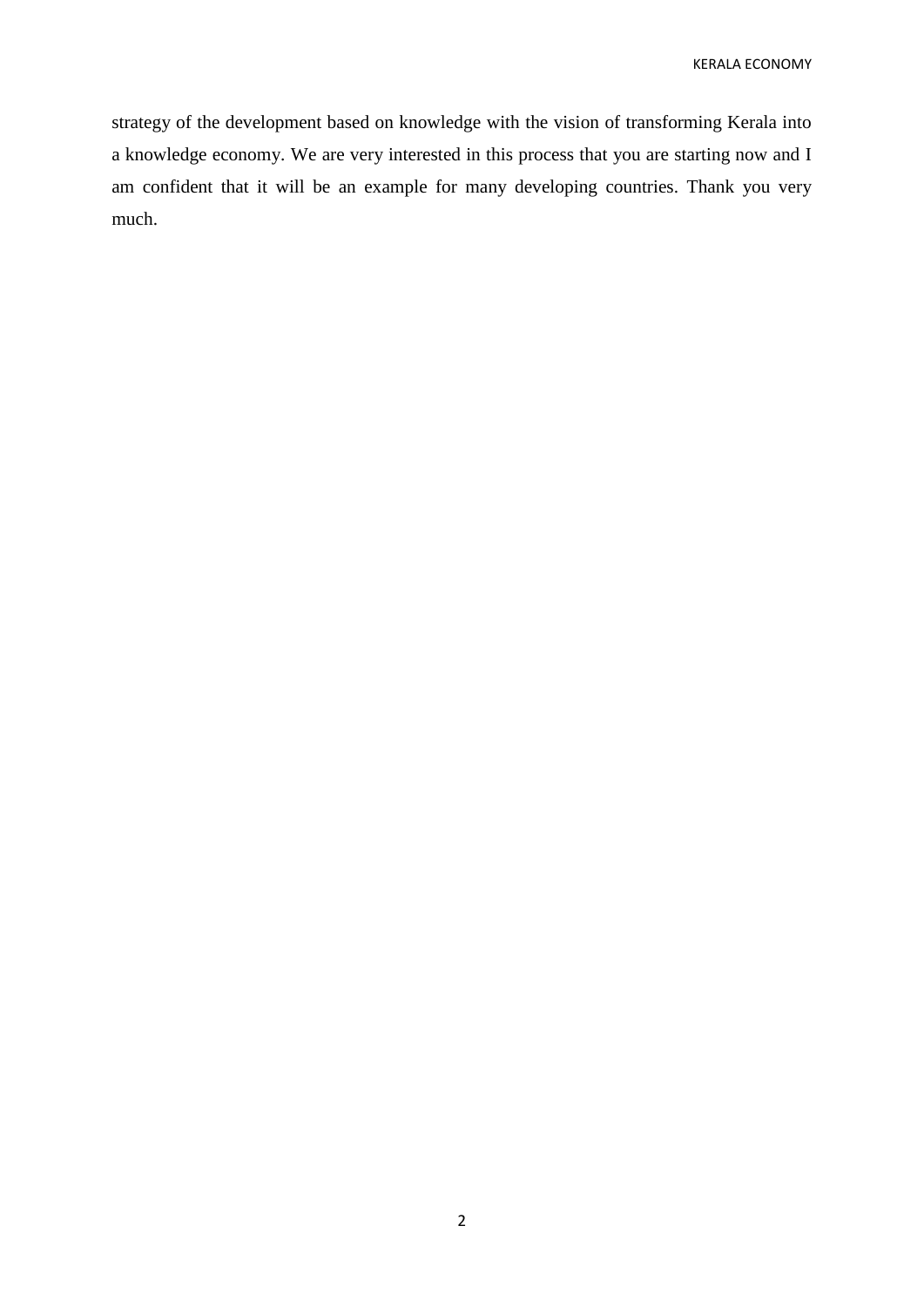strategy of the development based on knowledge with the vision of transforming Kerala into a knowledge economy. We are very interested in this process that you are starting now and I am confident that it will be an example for many developing countries. Thank you very much.